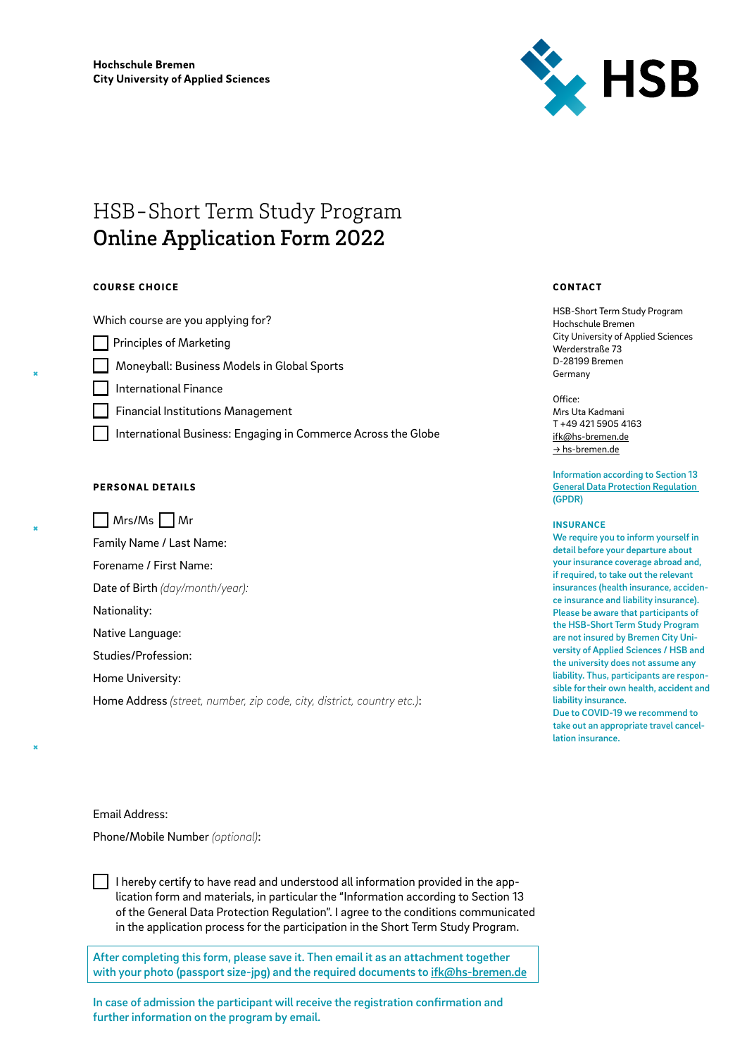Hochschule Bremen
City University of Applied Sciences

HSB

# HSB-Short Term Study Program
# Online Application Form 2022

## COURSE CHOICE

Which course are you applying for?

- ☐ Principles of Marketing
- ☐ Moneyball: Business Models in Global Sports
- ☐ International Finance
- ☐ Financial Institutions Management
- ☐ International Business: Engaging in Commerce Across the Globe

## PERSONAL DETAILS

☐ Mrs/Ms ☐ Mr

Family Name / Last Name:

Forename / First Name:

Date of Birth *(day/month/year):*

Nationality:

Native Language:

Studies/Profession:

Home University:

Home Address *(street, number, zip code, city, district, country etc.)*:

Email Address:

Phone/Mobile Number *(optional)*:

☐ I hereby certify to have read and understood all information provided in the application form and materials, in particular the "Information according to Section 13 of the General Data Protection Regulation". I agree to the conditions communicated in the application process for the participation in the Short Term Study Program.

**After completing this form, please save it. Then email it as an attachment together with your photo (passport size-jpg) and the required documents to ifk@hs-bremen.de**

**In case of admission the participant will receive the registration confirmation and further information on the program by email.**

## CONTACT

HSB-Short Term Study Program
Hochschule Bremen
City University of Applied Sciences
Werderstraße 73
D-28199 Bremen
Germany

Office:
Mrs Uta Kadmani
T +49 421 5905 4163
ifk@hs-bremen.de
→ hs-bremen.de

**Information according to Section 13 General Data Protection Regulation (GPDR)**

**INSURANCE**

**We require you to inform yourself in detail before your departure about your insurance coverage abroad and, if required, to take out the relevant insurances (health insurance, accidence insurance and liability insurance). Please be aware that participants of the HSB-Short Term Study Program are not insured by Bremen City University of Applied Sciences / HSB and the university does not assume any liability. Thus, participants are responsible for their own health, accident and liability insurance.**
**Due to COVID-19 we recommend to take out an appropriate travel cancellation insurance.**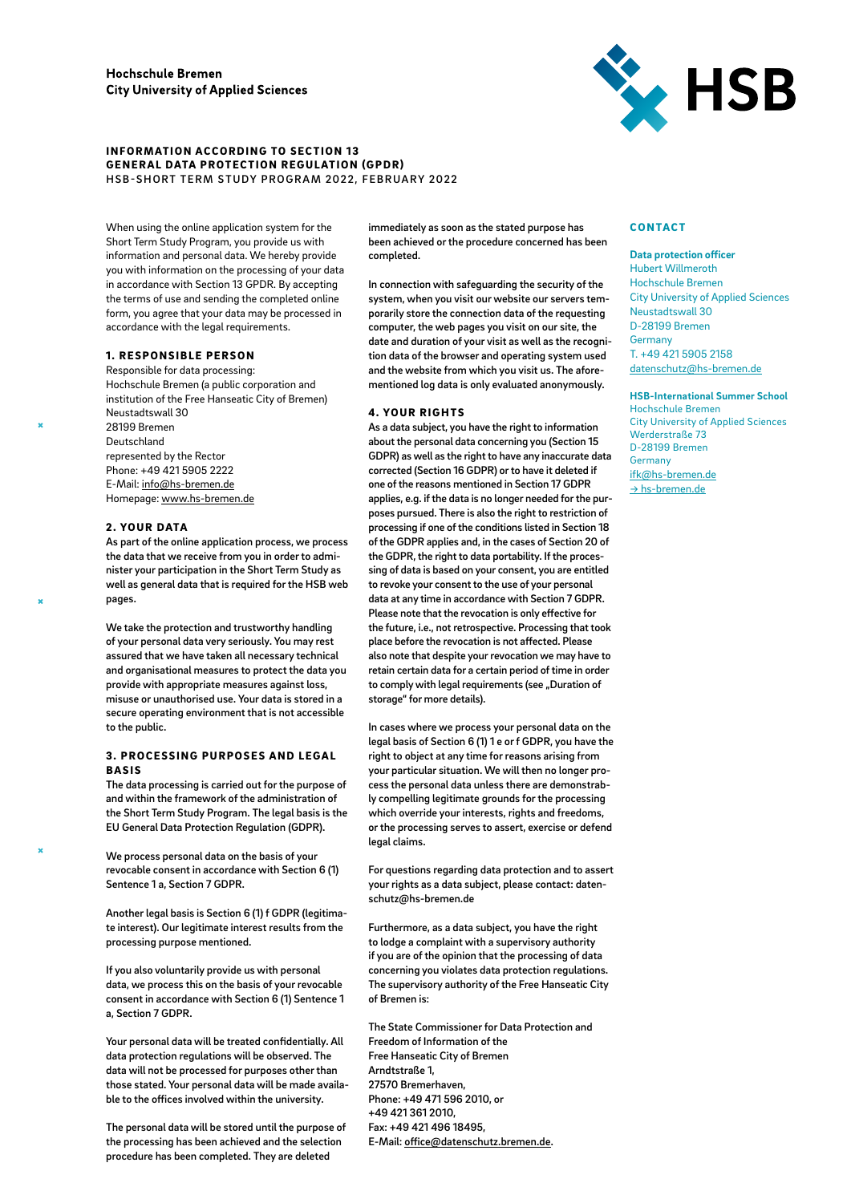Hochschule Bremen
City University of Applied Sciences

**INFORMATION ACCORDING TO SECTION 13 GENERAL DATA PROTECTION REGULATION (GPDR)**
HSB-SHORT TERM STUDY PROGRAM 2022, FEBRUARY 2022

When using the online application system for the Short Term Study Program, you provide us with information and personal data. We hereby provide you with information on the processing of your data in accordance with Section 13 GPDR. By accepting the terms of use and sending the completed online form, you agree that your data may be processed in accordance with the legal requirements.

## 1. RESPONSIBLE PERSON

Responsible for data processing:
Hochschule Bremen (a public corporation and institution of the Free Hanseatic City of Bremen)
Neustadtswall 30
28199 Bremen
Deutschland
represented by the Rector
Phone: +49 421 5905 2222
E-Mail: info@hs-bremen.de
Homepage: www.hs-bremen.de

## 2. YOUR DATA

As part of the online application process, we process the data that we receive from you in order to administer your participation in the Short Term Study as well as general data that is required for the HSB web pages.

We take the protection and trustworthy handling of your personal data very seriously. You may rest assured that we have taken all necessary technical and organisational measures to protect the data you provide with appropriate measures against loss, misuse or unauthorised use. Your data is stored in a secure operating environment that is not accessible to the public.

## 3. PROCESSING PURPOSES AND LEGAL BASIS

The data processing is carried out for the purpose of and within the framework of the administration of the Short Term Study Program. The legal basis is the EU General Data Protection Regulation (GDPR).

We process personal data on the basis of your revocable consent in accordance with Section 6 (1) Sentence 1 a, Section 7 GDPR.

Another legal basis is Section 6 (1) f GDPR (legitimate interest). Our legitimate interest results from the processing purpose mentioned.

If you also voluntarily provide us with personal data, we process this on the basis of your revocable consent in accordance with Section 6 (1) Sentence 1 a, Section 7 GDPR.

Your personal data will be treated confidentially. All data protection regulations will be observed. The data will not be processed for purposes other than those stated. Your personal data will be made available to the offices involved within the university.

The personal data will be stored until the purpose of the processing has been achieved and the selection procedure has been completed. They are deleted immediately as soon as the stated purpose has been achieved or the procedure concerned has been completed.

In connection with safeguarding the security of the system, when you visit our website our servers temporarily store the connection data of the requesting computer, the web pages you visit on our site, the date and duration of your visit as well as the recognition data of the browser and operating system used and the website from which you visit us. The aforementioned log data is only evaluated anonymously.

## 4. YOUR RIGHTS

As a data subject, you have the right to information about the personal data concerning you (Section 15 GDPR) as well as the right to have any inaccurate data corrected (Section 16 GDPR) or to have it deleted if one of the reasons mentioned in Section 17 GDPR applies, e.g. if the data is no longer needed for the purposes pursued. There is also the right to restriction of processing if one of the conditions listed in Section 18 of the GDPR applies and, in the cases of Section 20 of the GDPR, the right to data portability. If the processing of data is based on your consent, you are entitled to revoke your consent to the use of your personal data at any time in accordance with Section 7 GDPR. Please note that the revocation is only effective for the future, i.e., not retrospective. Processing that took place before the revocation is not affected. Please also note that despite your revocation we may have to retain certain data for a certain period of time in order to comply with legal requirements (see „Duration of storage" for more details).

In cases where we process your personal data on the legal basis of Section 6 (1) 1 e or f GDPR, you have the right to object at any time for reasons arising from your particular situation. We will then no longer process the personal data unless there are demonstrably compelling legitimate grounds for the processing which override your interests, rights and freedoms, or the processing serves to assert, exercise or defend legal claims.

For questions regarding data protection and to assert your rights as a data subject, please contact: datenschutz@hs-bremen.de

Furthermore, as a data subject, you have the right to lodge a complaint with a supervisory authority if you are of the opinion that the processing of data concerning you violates data protection regulations. The supervisory authority of the Free Hanseatic City of Bremen is:

The State Commissioner for Data Protection and Freedom of Information of the Free Hanseatic City of Bremen
Arndtstraße 1,
27570 Bremerhaven,
Phone: +49 471 596 2010, or
+49 421 361 2010,
Fax: +49 421 496 18495,
E-Mail: office@datenschutz.bremen.de.

## CONTACT

**Data protection officer**
Hubert Willmeroth
Hochschule Bremen
City University of Applied Sciences
Neustadtswall 30
D-28199 Bremen
Germany
T. +49 421 5905 2158
datenschutz@hs-bremen.de

**HSB-International Summer School**
Hochschule Bremen
City University of Applied Sciences
Werderstraße 73
D-28199 Bremen
Germany
ifk@hs-bremen.de
→ hs-bremen.de